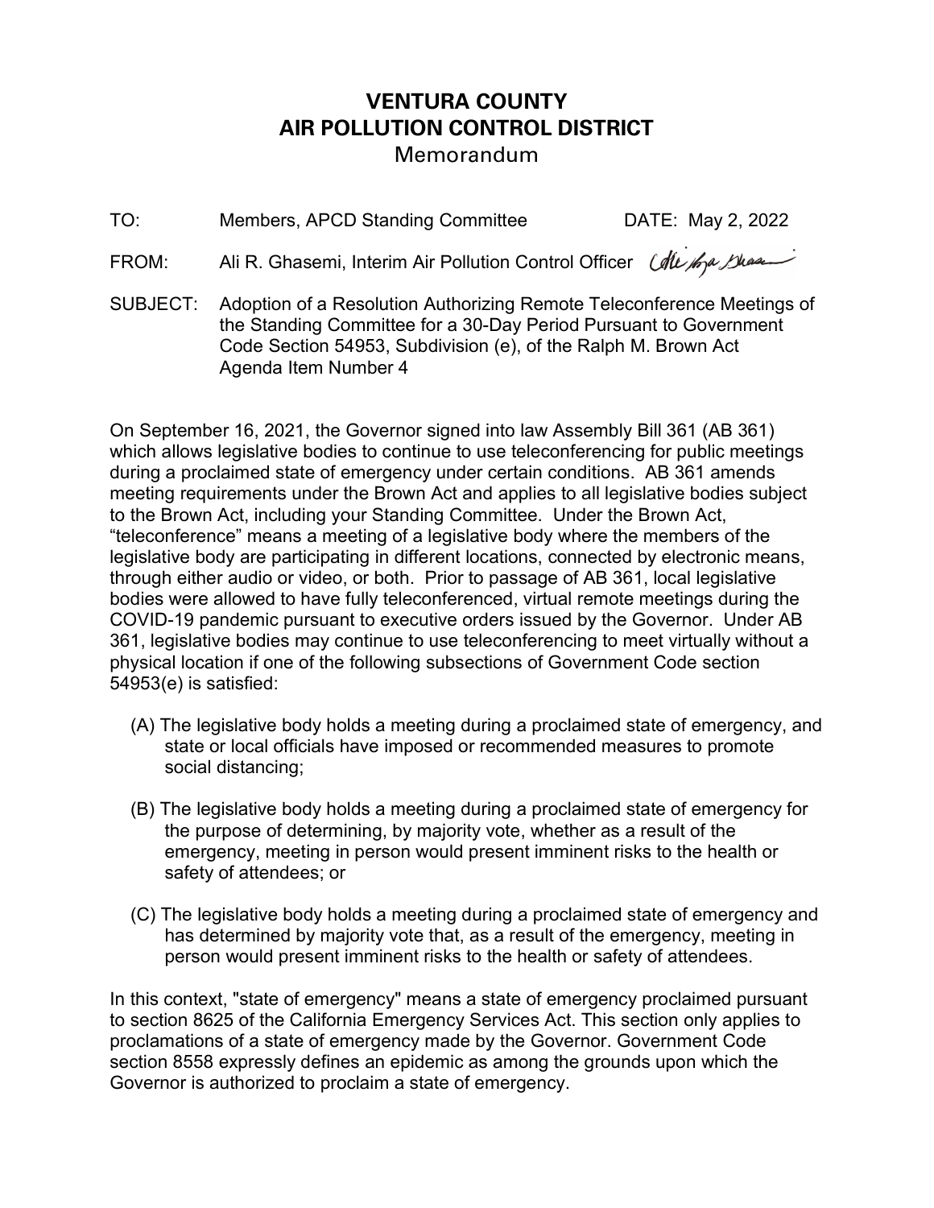# VENTURA COUNTY
# AIR POLLUTION CONTROL DISTRICT
## Memorandum

TO: Members, APCD Standing Committee DATE: May 2, 2022

FROM: Ali R. Ghasemi, Interim Air Pollution Control Officer

SUBJECT: Adoption of a Resolution Authorizing Remote Teleconference Meetings of the Standing Committee for a 30-Day Period Pursuant to Government Code Section 54953, Subdivision (e), of the Ralph M. Brown Act
Agenda Item Number 4

On September 16, 2021, the Governor signed into law Assembly Bill 361 (AB 361) which allows legislative bodies to continue to use teleconferencing for public meetings during a proclaimed state of emergency under certain conditions. AB 361 amends meeting requirements under the Brown Act and applies to all legislative bodies subject to the Brown Act, including your Standing Committee. Under the Brown Act, "teleconference" means a meeting of a legislative body where the members of the legislative body are participating in different locations, connected by electronic means, through either audio or video, or both. Prior to passage of AB 361, local legislative bodies were allowed to have fully teleconferenced, virtual remote meetings during the COVID-19 pandemic pursuant to executive orders issued by the Governor. Under AB 361, legislative bodies may continue to use teleconferencing to meet virtually without a physical location if one of the following subsections of Government Code section 54953(e) is satisfied:

(A) The legislative body holds a meeting during a proclaimed state of emergency, and state or local officials have imposed or recommended measures to promote social distancing;

(B) The legislative body holds a meeting during a proclaimed state of emergency for the purpose of determining, by majority vote, whether as a result of the emergency, meeting in person would present imminent risks to the health or safety of attendees; or

(C) The legislative body holds a meeting during a proclaimed state of emergency and has determined by majority vote that, as a result of the emergency, meeting in person would present imminent risks to the health or safety of attendees.

In this context, "state of emergency" means a state of emergency proclaimed pursuant to section 8625 of the California Emergency Services Act. This section only applies to proclamations of a state of emergency made by the Governor. Government Code section 8558 expressly defines an epidemic as among the grounds upon which the Governor is authorized to proclaim a state of emergency.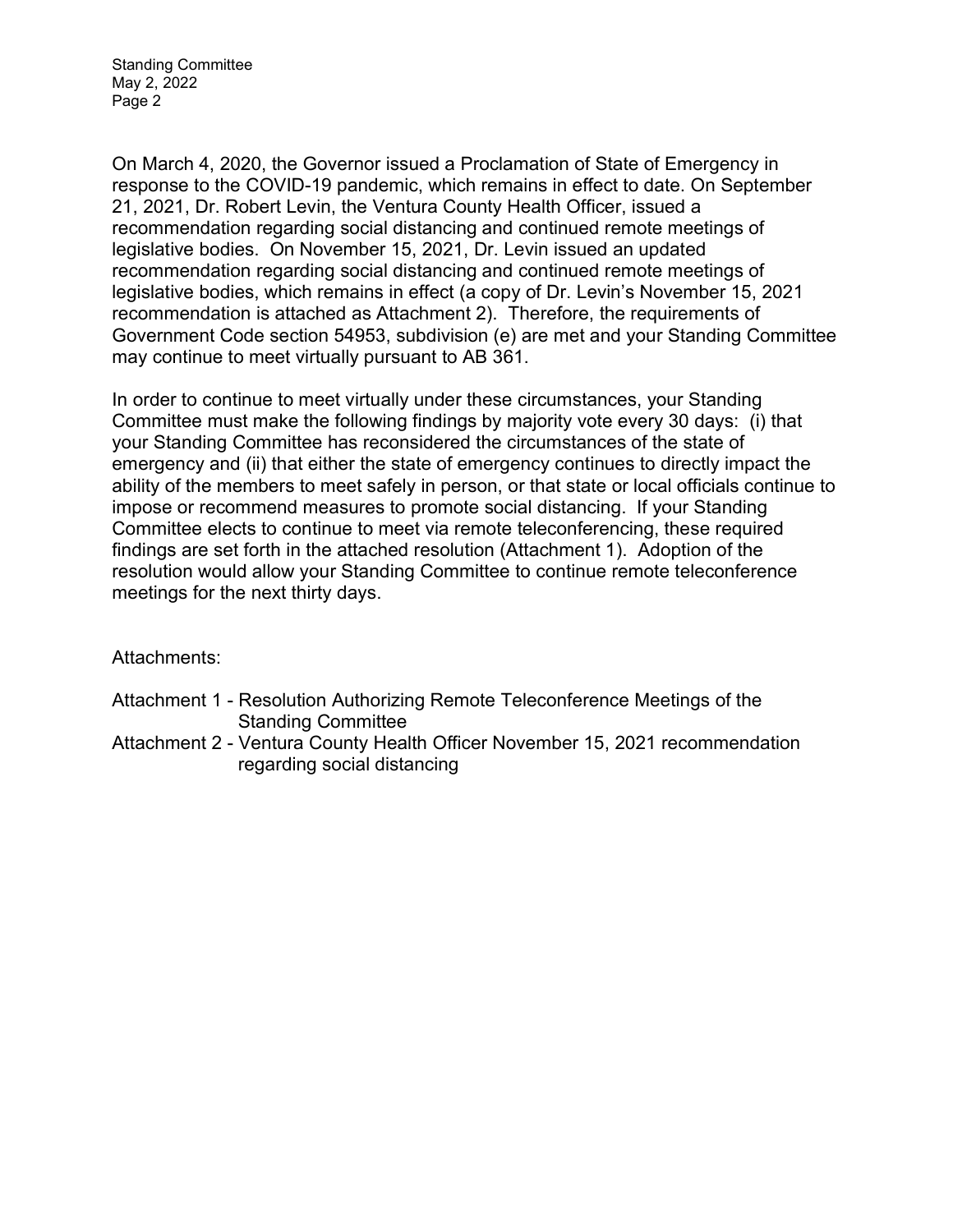On March 4, 2020, the Governor issued a Proclamation of State of Emergency in response to the COVID-19 pandemic, which remains in effect to date. On September 21, 2021, Dr. Robert Levin, the Ventura County Health Officer, issued a recommendation regarding social distancing and continued remote meetings of legislative bodies. On November 15, 2021, Dr. Levin issued an updated recommendation regarding social distancing and continued remote meetings of legislative bodies, which remains in effect (a copy of Dr. Levin's November 15, 2021 recommendation is attached as Attachment 2). Therefore, the requirements of Government Code section 54953, subdivision (e) are met and your Standing Committee may continue to meet virtually pursuant to AB 361.

In order to continue to meet virtually under these circumstances, your Standing Committee must make the following findings by majority vote every 30 days: (i) that your Standing Committee has reconsidered the circumstances of the state of emergency and (ii) that either the state of emergency continues to directly impact the ability of the members to meet safely in person, or that state or local officials continue to impose or recommend measures to promote social distancing. If your Standing Committee elects to continue to meet via remote teleconferencing, these required findings are set forth in the attached resolution (Attachment 1). Adoption of the resolution would allow your Standing Committee to continue remote teleconference meetings for the next thirty days.

Attachments:

Attachment 1 - Resolution Authorizing Remote Teleconference Meetings of the Standing Committee
Attachment 2 - Ventura County Health Officer November 15, 2021 recommendation regarding social distancing